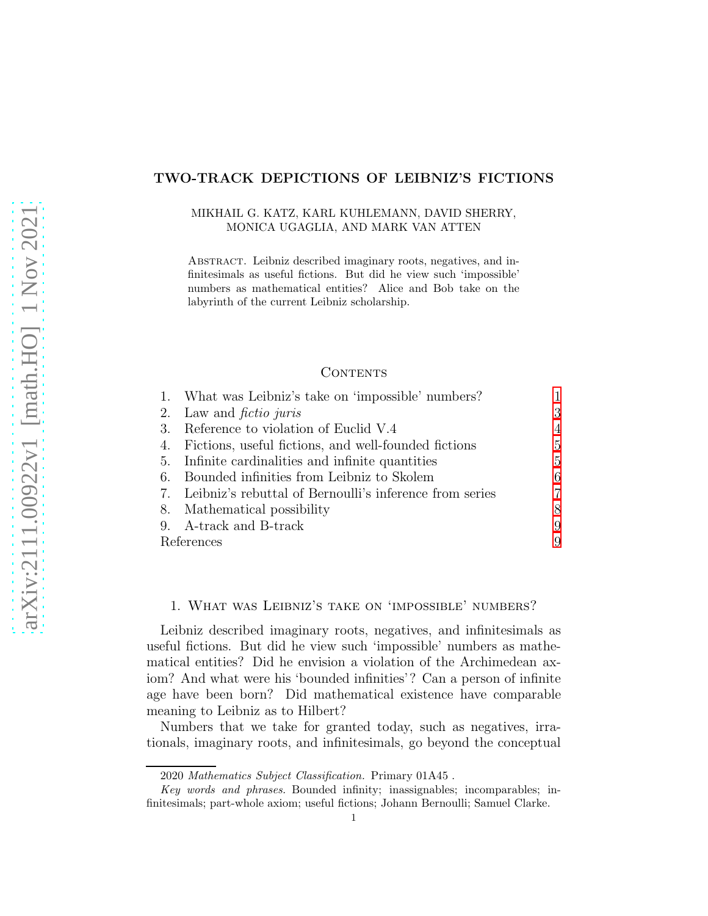# TWO-TRACK DEPICTIONS OF LEIBNIZ'S FICTIONS

MIKHAIL G. KATZ, KARL KUHLEMANN, DAVID SHERRY, MONICA UGAGLIA, AND MARK VAN ATTEN

Abstract. Leibniz described imaginary roots, negatives, and infinitesimals as useful fictions. But did he view such 'impossible' numbers as mathematical entities? Alice and Bob take on the labyrinth of the current Leibniz scholarship.

## Contents

1. What was Leibniz's take on 'impossible' numbers? 1
2. Law and *fictio juris* 3
3. Reference to violation of Euclid V.4 4
4. Fictions, useful fictions, and well-founded fictions 5
5. Infinite cardinalities and infinite quantities 5
6. Bounded infinities from Leibniz to Skolem 6
7. Leibniz's rebuttal of Bernoulli's inference from series 7
8. Mathematical possibility 8
9. A-track and B-track 9

References 9

## 1. What was Leibniz's take on 'impossible' numbers?

Leibniz described imaginary roots, negatives, and infinitesimals as useful fictions. But did he view such 'impossible' numbers as mathematical entities? Did he envision a violation of the Archimedean axiom? And what were his 'bounded infinities'? Can a person of infinite age have been born? Did mathematical existence have comparable meaning to Leibniz as to Hilbert?

Numbers that we take for granted today, such as negatives, irrationals, imaginary roots, and infinitesimals, go beyond the conceptual

---

2020 *Mathematics Subject Classification.* Primary 01A45 .

*Key words and phrases.* Bounded infinity; inassignables; incomparables; infinitesimals; part-whole axiom; useful fictions; Johann Bernoulli; Samuel Clarke.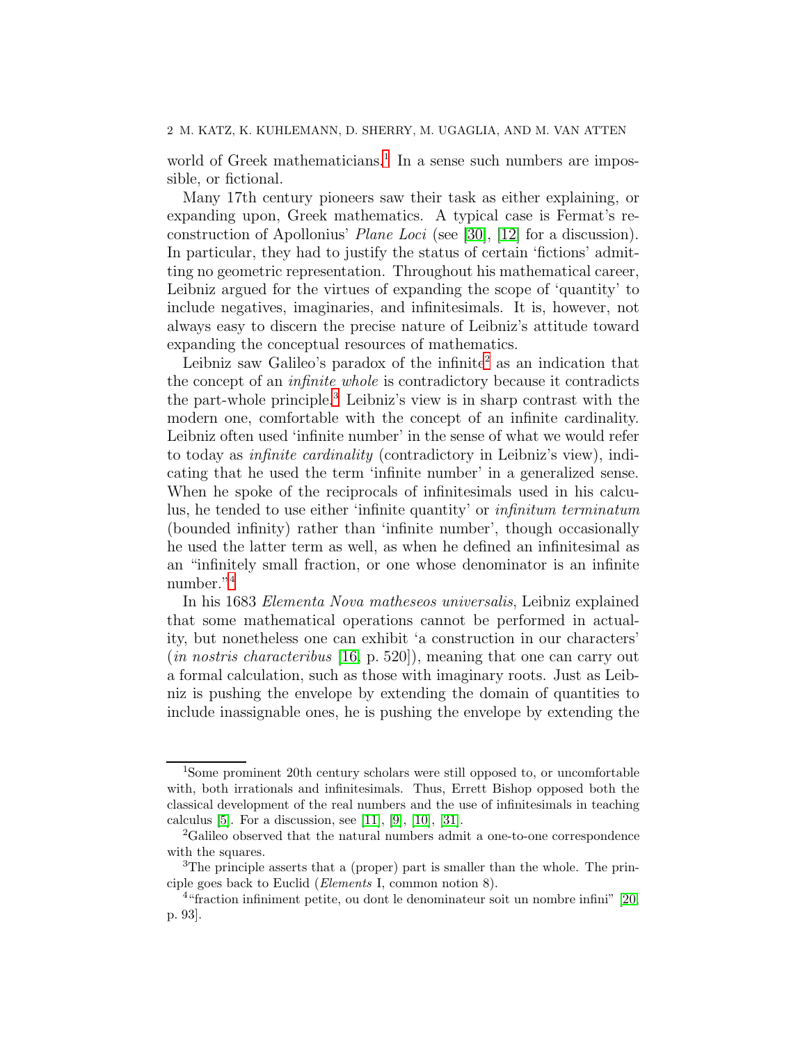world of Greek mathematicians.[1] In a sense such numbers are impossible, or fictional.

Many 17th century pioneers saw their task as either explaining, or expanding upon, Greek mathematics. A typical case is Fermat's reconstruction of Apollonius' *Plane Loci* (see [30], [12] for a discussion). In particular, they had to justify the status of certain 'fictions' admitting no geometric representation. Throughout his mathematical career, Leibniz argued for the virtues of expanding the scope of 'quantity' to include negatives, imaginaries, and infinitesimals. It is, however, not always easy to discern the precise nature of Leibniz's attitude toward expanding the conceptual resources of mathematics.

Leibniz saw Galileo's paradox of the infinite[2] as an indication that the concept of an *infinite whole* is contradictory because it contradicts the part-whole principle.[3] Leibniz's view is in sharp contrast with the modern one, comfortable with the concept of an infinite cardinality. Leibniz often used 'infinite number' in the sense of what we would refer to today as *infinite cardinality* (contradictory in Leibniz's view), indicating that he used the term 'infinite number' in a generalized sense. When he spoke of the reciprocals of infinitesimals used in his calculus, he tended to use either 'infinite quantity' or *infinitum terminatum* (bounded infinity) rather than 'infinite number', though occasionally he used the latter term as well, as when he defined an infinitesimal as an "infinitely small fraction, or one whose denominator is an infinite number."[4]

In his 1683 *Elementa Nova matheseos universalis*, Leibniz explained that some mathematical operations cannot be performed in actuality, but nonetheless one can exhibit 'a construction in our characters' (*in nostris characteribus* [16, p. 520]), meaning that one can carry out a formal calculation, such as those with imaginary roots. Just as Leibniz is pushing the envelope by extending the domain of quantities to include inassignable ones, he is pushing the envelope by extending the

---

[1] Some prominent 20th century scholars were still opposed to, or uncomfortable with, both irrationals and infinitesimals. Thus, Errett Bishop opposed both the classical development of the real numbers and the use of infinitesimals in teaching calculus [5]. For a discussion, see [11], [9], [10], [31].

[2] Galileo observed that the natural numbers admit a one-to-one correspondence with the squares.

[3] The principle asserts that a (proper) part is smaller than the whole. The principle goes back to Euclid (*Elements* I, common notion 8).

[4] "fraction infiniment petite, ou dont le denominateur soit un nombre infini" [20, p. 93].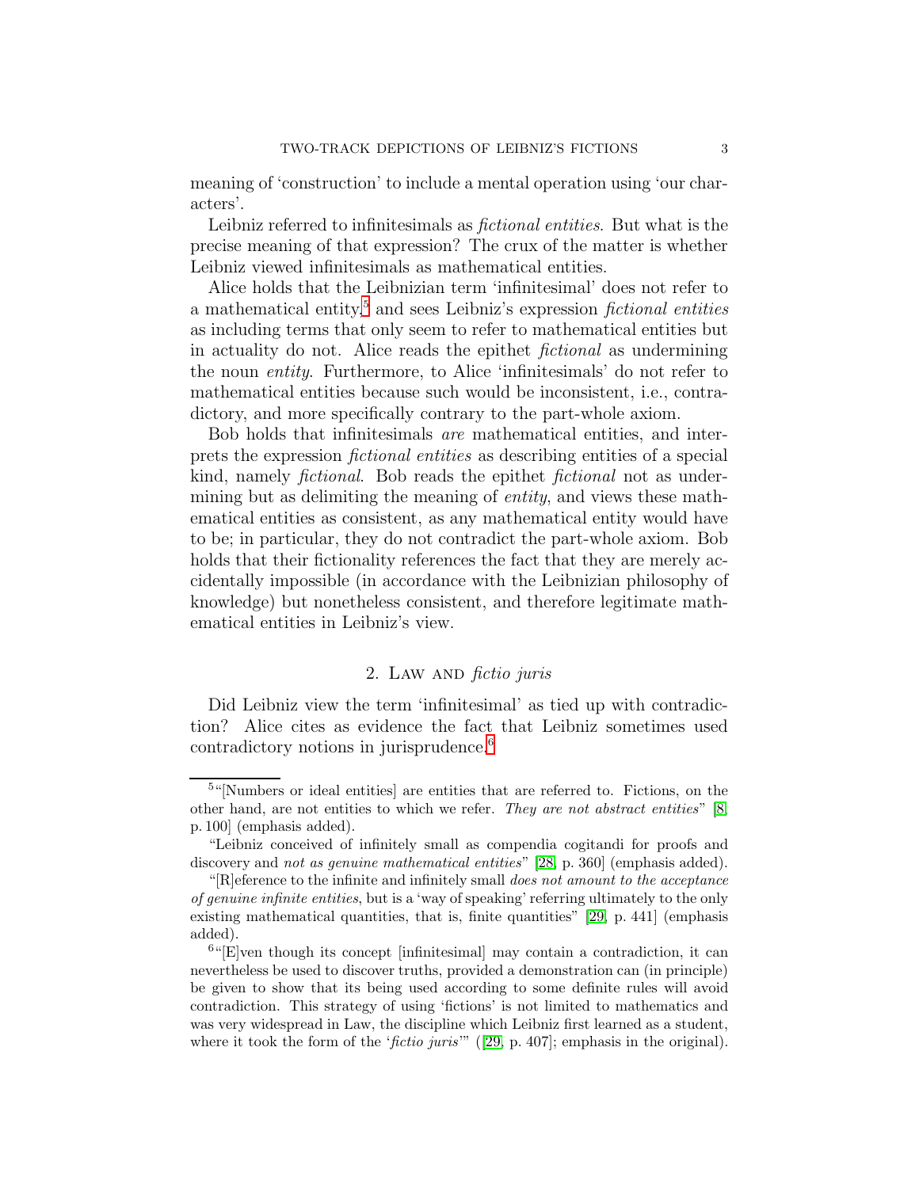meaning of 'construction' to include a mental operation using 'our characters'.

Leibniz referred to infinitesimals as *fictional entities*. But what is the precise meaning of that expression? The crux of the matter is whether Leibniz viewed infinitesimals as mathematical entities.

Alice holds that the Leibnizian term 'infinitesimal' does not refer to a mathematical entity,[5] and sees Leibniz's expression *fictional entities* as including terms that only seem to refer to mathematical entities but in actuality do not. Alice reads the epithet *fictional* as undermining the noun *entity*. Furthermore, to Alice 'infinitesimals' do not refer to mathematical entities because such would be inconsistent, i.e., contradictory, and more specifically contrary to the part-whole axiom.

Bob holds that infinitesimals *are* mathematical entities, and interprets the expression *fictional entities* as describing entities of a special kind, namely *fictional*. Bob reads the epithet *fictional* not as undermining but as delimiting the meaning of *entity*, and views these mathematical entities as consistent, as any mathematical entity would have to be; in particular, they do not contradict the part-whole axiom. Bob holds that their fictionality references the fact that they are merely accidentally impossible (in accordance with the Leibnizian philosophy of knowledge) but nonetheless consistent, and therefore legitimate mathematical entities in Leibniz's view.

## 2. Law and *fictio juris*

Did Leibniz view the term 'infinitesimal' as tied up with contradiction? Alice cites as evidence the fact that Leibniz sometimes used contradictory notions in jurisprudence.[6]

---

[5] "[Numbers or ideal entities] are entities that are referred to. Fictions, on the other hand, are not entities to which we refer. *They are not abstract entities*" [8, p. 100] (emphasis added).

"Leibniz conceived of infinitely small as compendia cogitandi for proofs and discovery and *not as genuine mathematical entities*" [28, p. 360] (emphasis added).

"[R]eference to the infinite and infinitely small *does not amount to the acceptance of genuine infinite entities*, but is a 'way of speaking' referring ultimately to the only existing mathematical quantities, that is, finite quantities" [29, p. 441] (emphasis added).

[6] "[E]ven though its concept [infinitesimal] may contain a contradiction, it can nevertheless be used to discover truths, provided a demonstration can (in principle) be given to show that its being used according to some definite rules will avoid contradiction. This strategy of using 'fictions' is not limited to mathematics and was very widespread in Law, the discipline which Leibniz first learned as a student, where it took the form of the '*fictio juris*'" ([29, p. 407]; emphasis in the original).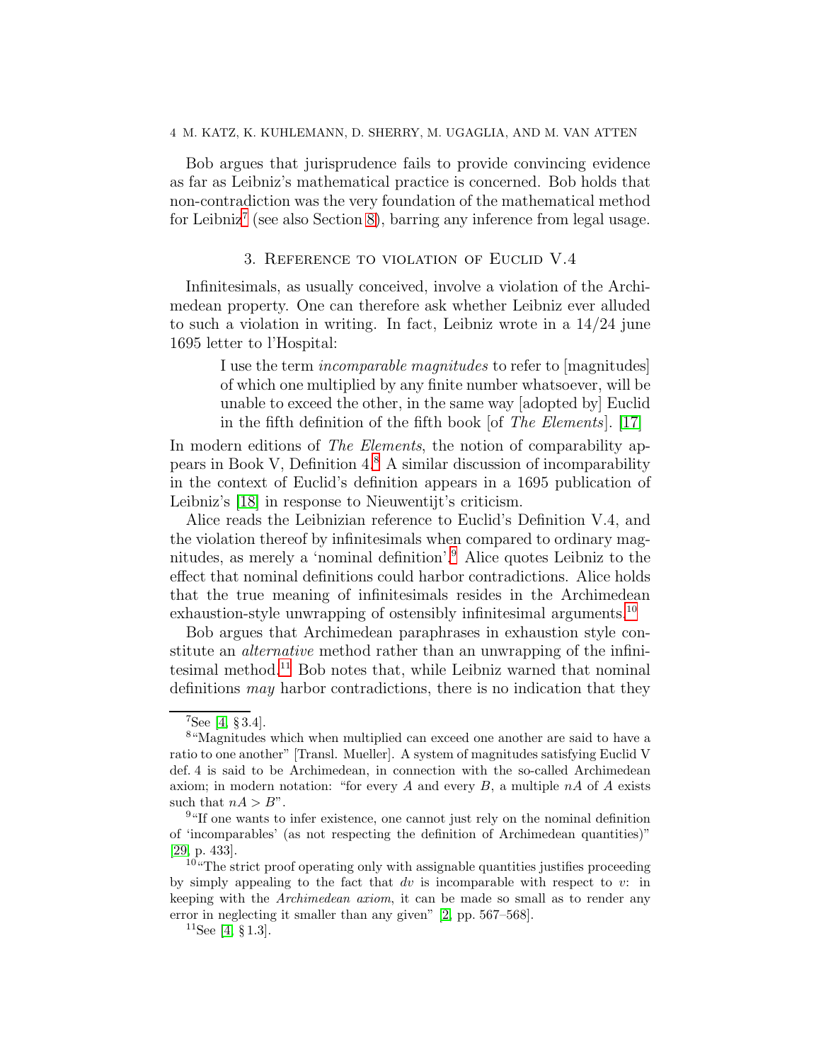Bob argues that jurisprudence fails to provide convincing evidence as far as Leibniz's mathematical practice is concerned. Bob holds that non-contradiction was the very foundation of the mathematical method for Leibniz[7] (see also Section 8), barring any inference from legal usage.

## 3. Reference to violation of Euclid V.4

Infinitesimals, as usually conceived, involve a violation of the Archimedean property. One can therefore ask whether Leibniz ever alluded to such a violation in writing. In fact, Leibniz wrote in a 14/24 june 1695 letter to l'Hospital:

> I use the term *incomparable magnitudes* to refer to [magnitudes] of which one multiplied by any finite number whatsoever, will be unable to exceed the other, in the same way [adopted by] Euclid in the fifth definition of the fifth book [of *The Elements*]. [17]

In modern editions of *The Elements*, the notion of comparability appears in Book V, Definition 4.[8] A similar discussion of incomparability in the context of Euclid's definition appears in a 1695 publication of Leibniz's [18] in response to Nieuwentijt's criticism.

Alice reads the Leibnizian reference to Euclid's Definition V.4, and the violation thereof by infinitesimals when compared to ordinary magnitudes, as merely a 'nominal definition'.[9] Alice quotes Leibniz to the effect that nominal definitions could harbor contradictions. Alice holds that the true meaning of infinitesimals resides in the Archimedean exhaustion-style unwrapping of ostensibly infinitesimal arguments.[10]

Bob argues that Archimedean paraphrases in exhaustion style constitute an *alternative* method rather than an unwrapping of the infinitesimal method.[11] Bob notes that, while Leibniz warned that nominal definitions *may* harbor contradictions, there is no indication that they

---

[7] See [4, § 3.4].

[8] "Magnitudes which when multiplied can exceed one another are said to have a ratio to one another" [Transl. Mueller]. A system of magnitudes satisfying Euclid V def. 4 is said to be Archimedean, in connection with the so-called Archimedean axiom; in modern notation: "for every $A$ and every $B$, a multiple $nA$ of $A$ exists such that $nA > B$".

[9] "If one wants to infer existence, one cannot just rely on the nominal definition of 'incomparables' (as not respecting the definition of Archimedean quantities)" [29, p. 433].

[10] "The strict proof operating only with assignable quantities justifies proceeding by simply appealing to the fact that $dv$ is incomparable with respect to $v$: in keeping with the *Archimedean axiom*, it can be made so small as to render any error in neglecting it smaller than any given" [2, pp. 567–568].

[11] See [4, § 1.3].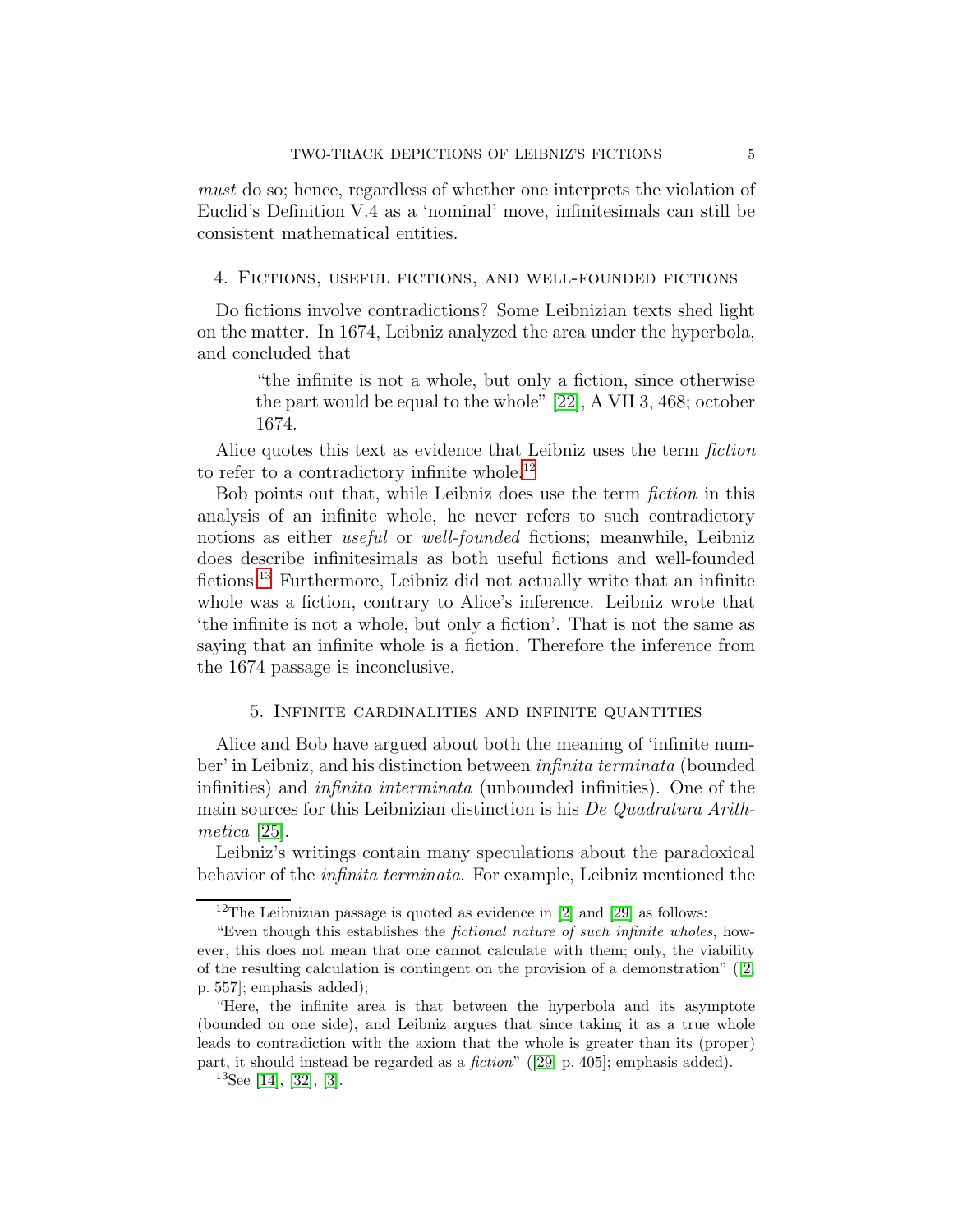*must* do so; hence, regardless of whether one interprets the violation of Euclid's Definition V.4 as a 'nominal' move, infinitesimals can still be consistent mathematical entities.

## 4. Fictions, useful fictions, and well-founded fictions

Do fictions involve contradictions? Some Leibnizian texts shed light on the matter. In 1674, Leibniz analyzed the area under the hyperbola, and concluded that

> "the infinite is not a whole, but only a fiction, since otherwise the part would be equal to the whole" [22], A VII 3, 468; october 1674.

Alice quotes this text as evidence that Leibniz uses the term *fiction* to refer to a contradictory infinite whole.[12]

Bob points out that, while Leibniz does use the term *fiction* in this analysis of an infinite whole, he never refers to such contradictory notions as either *useful* or *well-founded* fictions; meanwhile, Leibniz does describe infinitesimals as both useful fictions and well-founded fictions.[13] Furthermore, Leibniz did not actually write that an infinite whole was a fiction, contrary to Alice's inference. Leibniz wrote that 'the infinite is not a whole, but only a fiction'. That is not the same as saying that an infinite whole is a fiction. Therefore the inference from the 1674 passage is inconclusive.

## 5. Infinite cardinalities and infinite quantities

Alice and Bob have argued about both the meaning of 'infinite number' in Leibniz, and his distinction between *infinita terminata* (bounded infinities) and *infinita interminata* (unbounded infinities). One of the main sources for this Leibnizian distinction is his *De Quadratura Arithmetica* [25].

Leibniz's writings contain many speculations about the paradoxical behavior of the *infinita terminata*. For example, Leibniz mentioned the

---

[12] The Leibnizian passage is quoted as evidence in [2] and [29] as follows:

"Even though this establishes the *fictional nature of such infinite wholes*, however, this does not mean that one cannot calculate with them; only, the viability of the resulting calculation is contingent on the provision of a demonstration" ([2, p. 557]; emphasis added);

"Here, the infinite area is that between the hyperbola and its asymptote (bounded on one side), and Leibniz argues that since taking it as a true whole leads to contradiction with the axiom that the whole is greater than its (proper) part, it should instead be regarded as a *fiction*" ([29, p. 405]; emphasis added).

[13] See [14], [32], [3].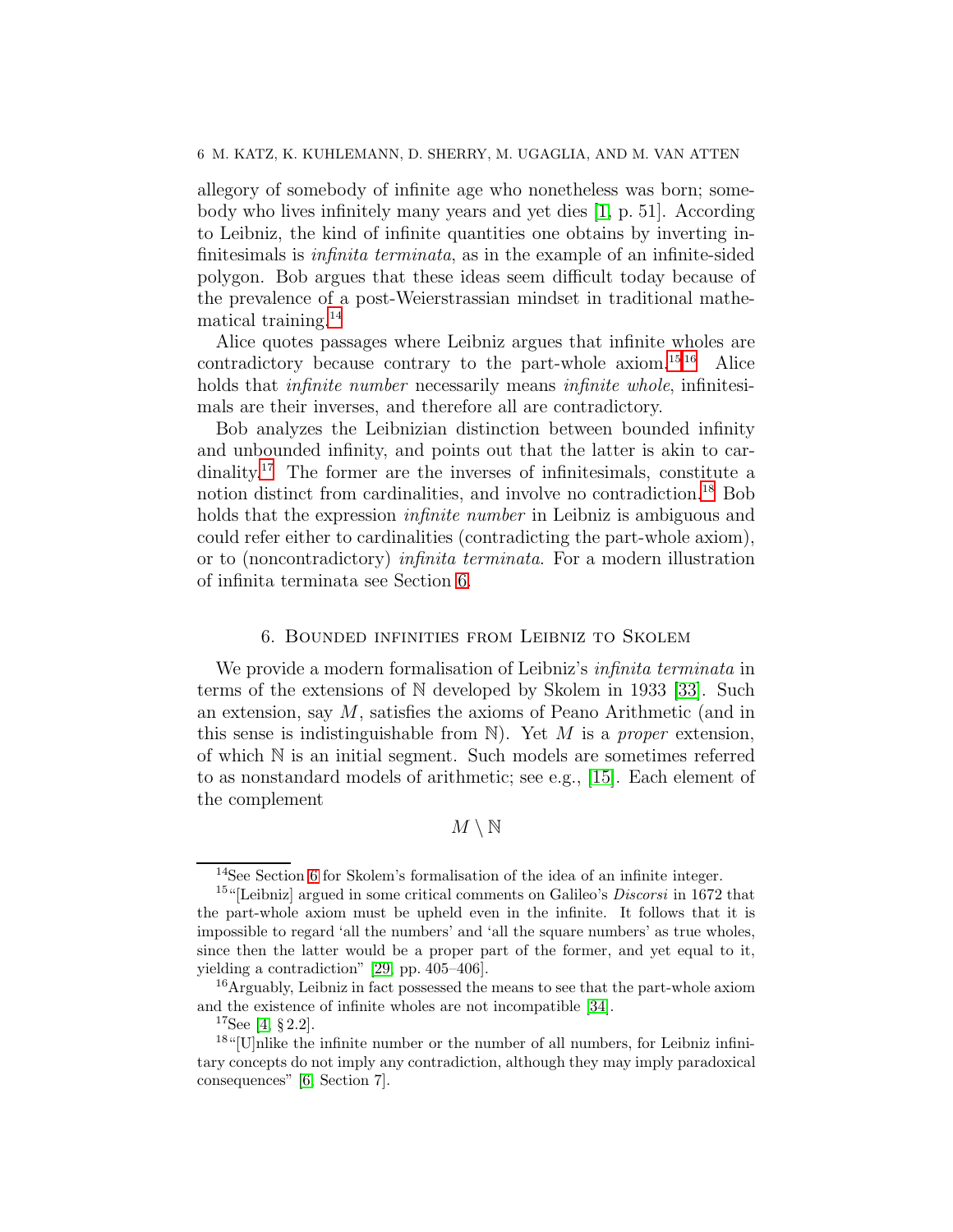allegory of somebody of infinite age who nonetheless was born; somebody who lives infinitely many years and yet dies [1, p. 51]. According to Leibniz, the kind of infinite quantities one obtains by inverting infinitesimals is *infinita terminata*, as in the example of an infinite-sided polygon. Bob argues that these ideas seem difficult today because of the prevalence of a post-Weierstrassian mindset in traditional mathematical training.[14]

Alice quotes passages where Leibniz argues that infinite wholes are contradictory because contrary to the part-whole axiom.[15][16] Alice holds that *infinite number* necessarily means *infinite whole*, infinitesimals are their inverses, and therefore all are contradictory.

Bob analyzes the Leibnizian distinction between bounded infinity and unbounded infinity, and points out that the latter is akin to cardinality.[17] The former are the inverses of infinitesimals, constitute a notion distinct from cardinalities, and involve no contradiction.[18] Bob holds that the expression *infinite number* in Leibniz is ambiguous and could refer either to cardinalities (contradicting the part-whole axiom), or to (noncontradictory) *infinita terminata*. For a modern illustration of infinita terminata see Section 6.

## 6. Bounded infinities from Leibniz to Skolem

We provide a modern formalisation of Leibniz's *infinita terminata* in terms of the extensions of $\mathbb{N}$ developed by Skolem in 1933 [33]. Such an extension, say $M$, satisfies the axioms of Peano Arithmetic (and in this sense is indistinguishable from $\mathbb{N}$). Yet $M$ is a *proper* extension, of which $\mathbb{N}$ is an initial segment. Such models are sometimes referred to as nonstandard models of arithmetic; see e.g., [15]. Each element of the complement

$$M \setminus \mathbb{N}$$

---

[14] See Section 6 for Skolem's formalisation of the idea of an infinite integer.

[15] "[Leibniz] argued in some critical comments on Galileo's *Discorsi* in 1672 that the part-whole axiom must be upheld even in the infinite. It follows that it is impossible to regard 'all the numbers' and 'all the square numbers' as true wholes, since then the latter would be a proper part of the former, and yet equal to it, yielding a contradiction" [29, pp. 405–406].

[16] Arguably, Leibniz in fact possessed the means to see that the part-whole axiom and the existence of infinite wholes are not incompatible [34].

[17] See [4, § 2.2].

[18] "[U]nlike the infinite number or the number of all numbers, for Leibniz infinitary concepts do not imply any contradiction, although they may imply paradoxical consequences" [6, Section 7].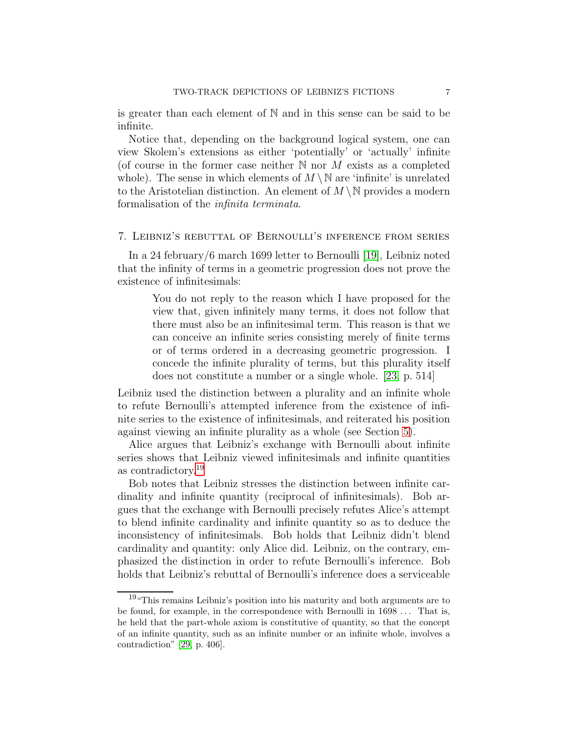is greater than each element of $\mathbb{N}$ and in this sense can be said to be infinite.

Notice that, depending on the background logical system, one can view Skolem's extensions as either 'potentially' or 'actually' infinite (of course in the former case neither $\mathbb{N}$ nor $M$ exists as a completed whole). The sense in which elements of $M \setminus \mathbb{N}$ are 'infinite' is unrelated to the Aristotelian distinction. An element of $M \setminus \mathbb{N}$ provides a modern formalisation of the *infinita terminata*.

## 7. Leibniz's rebuttal of Bernoulli's inference from series

In a 24 february/6 march 1699 letter to Bernoulli [19], Leibniz noted that the infinity of terms in a geometric progression does not prove the existence of infinitesimals:

> You do not reply to the reason which I have proposed for the view that, given infinitely many terms, it does not follow that there must also be an infinitesimal term. This reason is that we can conceive an infinite series consisting merely of finite terms or of terms ordered in a decreasing geometric progression. I concede the infinite plurality of terms, but this plurality itself does not constitute a number or a single whole. [23, p. 514]

Leibniz used the distinction between a plurality and an infinite whole to refute Bernoulli's attempted inference from the existence of infinite series to the existence of infinitesimals, and reiterated his position against viewing an infinite plurality as a whole (see Section 5).

Alice argues that Leibniz's exchange with Bernoulli about infinite series shows that Leibniz viewed infinitesimals and infinite quantities as contradictory.[19]

Bob notes that Leibniz stresses the distinction between infinite cardinality and infinite quantity (reciprocal of infinitesimals). Bob argues that the exchange with Bernoulli precisely refutes Alice's attempt to blend infinite cardinality and infinite quantity so as to deduce the inconsistency of infinitesimals. Bob holds that Leibniz didn't blend cardinality and quantity: only Alice did. Leibniz, on the contrary, emphasized the distinction in order to refute Bernoulli's inference. Bob holds that Leibniz's rebuttal of Bernoulli's inference does a serviceable

[19] "This remains Leibniz's position into his maturity and both arguments are to be found, for example, in the correspondence with Bernoulli in 1698 ... That is, he held that the part-whole axiom is constitutive of quantity, so that the concept of an infinite quantity, such as an infinite number or an infinite whole, involves a contradiction" [29, p. 406].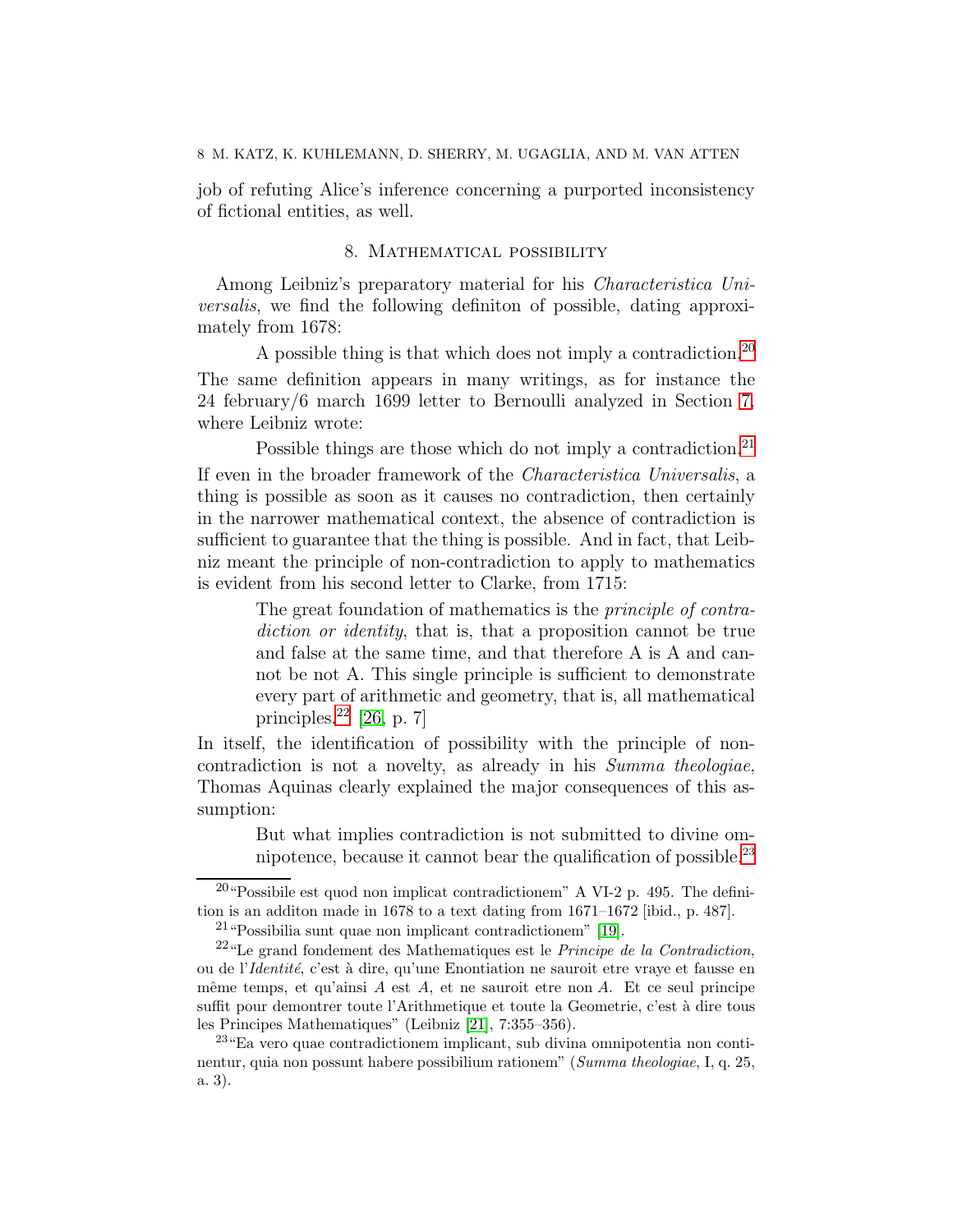job of refuting Alice's inference concerning a purported inconsistency of fictional entities, as well.

## 8. Mathematical possibility

Among Leibniz's preparatory material for his *Characteristica Universalis*, we find the following definiton of possible, dating approximately from 1678:

> A possible thing is that which does not imply a contradiction.[20]

The same definition appears in many writings, as for instance the 24 february/6 march 1699 letter to Bernoulli analyzed in Section 7, where Leibniz wrote:

> Possible things are those which do not imply a contradiction.[21]

If even in the broader framework of the *Characteristica Universalis*, a thing is possible as soon as it causes no contradiction, then certainly in the narrower mathematical context, the absence of contradiction is sufficient to guarantee that the thing is possible. And in fact, that Leibniz meant the principle of non-contradiction to apply to mathematics is evident from his second letter to Clarke, from 1715:

> The great foundation of mathematics is the *principle of contradiction or identity*, that is, that a proposition cannot be true and false at the same time, and that therefore A is A and cannot be not A. This single principle is sufficient to demonstrate every part of arithmetic and geometry, that is, all mathematical principles.[22] [26, p. 7]

In itself, the identification of possibility with the principle of non-contradiction is not a novelty, as already in his *Summa theologiae*, Thomas Aquinas clearly explained the major consequences of this assumption:

> But what implies contradiction is not submitted to divine omnipotence, because it cannot bear the qualification of possible.[23]

---

[20] "Possibile est quod non implicat contradictionem" A VI-2 p. 495. The definition is an additon made in 1678 to a text dating from 1671–1672 [ibid., p. 487].

[21] "Possibilia sunt quae non implicant contradictionem" [19].

[22] "Le grand fondement des Mathematiques est le *Principe de la Contradiction*, ou de l'*Identité*, c'est à dire, qu'une Enontiation ne sauroit etre vraye et fausse en même temps, et qu'ainsi *A* est *A*, et ne sauroit etre non *A*. Et ce seul principe suffit pour demontrer toute l'Arithmetique et toute la Geometrie, c'est à dire tous les Principes Mathematiques" (Leibniz [21], 7:355–356).

[23] "Ea vero quae contradictionem implicant, sub divina omnipotentia non continentur, quia non possunt habere possibilium rationem" (*Summa theologiae*, I, q. 25, a. 3).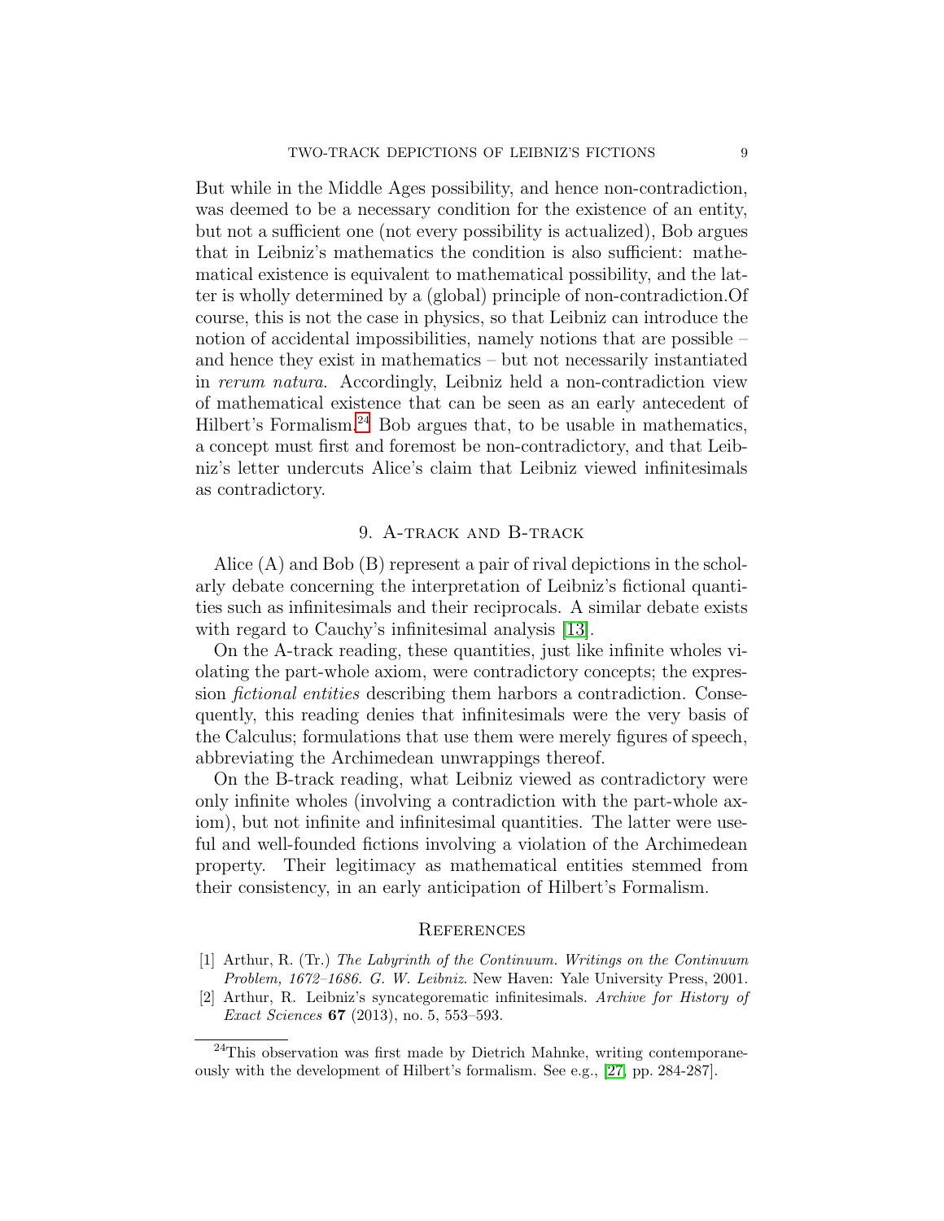But while in the Middle Ages possibility, and hence non-contradiction, was deemed to be a necessary condition for the existence of an entity, but not a sufficient one (not every possibility is actualized), Bob argues that in Leibniz's mathematics the condition is also sufficient: mathematical existence is equivalent to mathematical possibility, and the latter is wholly determined by a (global) principle of non-contradiction.Of course, this is not the case in physics, so that Leibniz can introduce the notion of accidental impossibilities, namely notions that are possible – and hence they exist in mathematics – but not necessarily instantiated in *rerum natura*. Accordingly, Leibniz held a non-contradiction view of mathematical existence that can be seen as an early antecedent of Hilbert's Formalism.[24] Bob argues that, to be usable in mathematics, a concept must first and foremost be non-contradictory, and that Leibniz's letter undercuts Alice's claim that Leibniz viewed infinitesimals as contradictory.

## 9. A-track and B-track

Alice (A) and Bob (B) represent a pair of rival depictions in the scholarly debate concerning the interpretation of Leibniz's fictional quantities such as infinitesimals and their reciprocals. A similar debate exists with regard to Cauchy's infinitesimal analysis [13].

On the A-track reading, these quantities, just like infinite wholes violating the part-whole axiom, were contradictory concepts; the expression *fictional entities* describing them harbors a contradiction. Consequently, this reading denies that infinitesimals were the very basis of the Calculus; formulations that use them were merely figures of speech, abbreviating the Archimedean unwrappings thereof.

On the B-track reading, what Leibniz viewed as contradictory were only infinite wholes (involving a contradiction with the part-whole axiom), but not infinite and infinitesimal quantities. The latter were useful and well-founded fictions involving a violation of the Archimedean property. Their legitimacy as mathematical entities stemmed from their consistency, in an early anticipation of Hilbert's Formalism.

## References

[1] Arthur, R. (Tr.) *The Labyrinth of the Continuum. Writings on the Continuum Problem, 1672–1686. G. W. Leibniz*. New Haven: Yale University Press, 2001.

[2] Arthur, R. Leibniz's syncategorematic infinitesimals. *Archive for History of Exact Sciences* **67** (2013), no. 5, 553–593.

---

[24] This observation was first made by Dietrich Mahnke, writing contemporaneously with the development of Hilbert's formalism. See e.g., [27, pp. 284-287].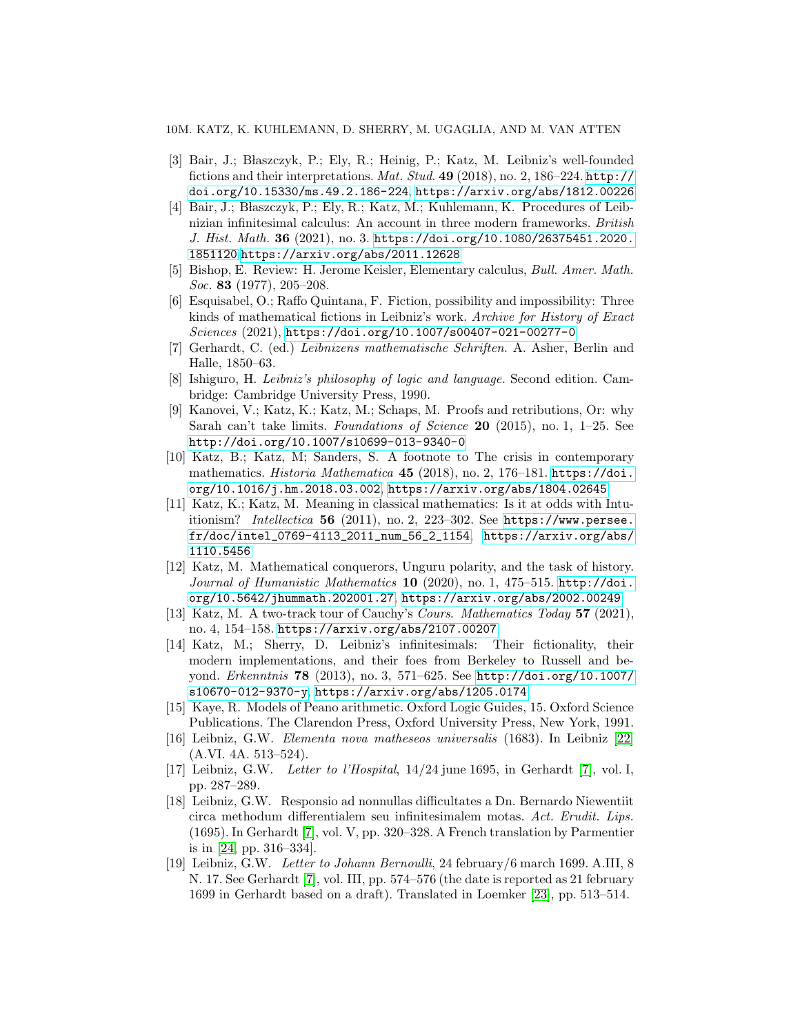[3] Bair, J.; Błaszczyk, P.; Ely, R.; Heinig, P.; Katz, M. Leibniz's well-founded fictions and their interpretations. *Mat. Stud.* **49** (2018), no. 2, 186–224. http://doi.org/10.15330/ms.49.2.186-224, https://arxiv.org/abs/1812.00226

[4] Bair, J.; Błaszczyk, P.; Ely, R.; Katz, M.; Kuhlemann, K. Procedures of Leibnizian infinitesimal calculus: An account in three modern frameworks. *British J. Hist. Math.* **36** (2021), no. 3. https://doi.org/10.1080/26375451.2020.1851120 https://arxiv.org/abs/2011.12628

[5] Bishop, E. Review: H. Jerome Keisler, Elementary calculus, *Bull. Amer. Math. Soc.* **83** (1977), 205–208.

[6] Esquisabel, O.; Raffo Quintana, F. Fiction, possibility and impossibility: Three kinds of mathematical fictions in Leibniz's work. *Archive for History of Exact Sciences* (2021), https://doi.org/10.1007/s00407-021-00277-0

[7] Gerhardt, C. (ed.) *Leibnizens mathematische Schriften*. A. Asher, Berlin and Halle, 1850–63.

[8] Ishiguro, H. *Leibniz's philosophy of logic and language*. Second edition. Cambridge: Cambridge University Press, 1990.

[9] Kanovei, V.; Katz, K.; Katz, M.; Schaps, M. Proofs and retributions, Or: why Sarah can't take limits. *Foundations of Science* **20** (2015), no. 1, 1–25. See http://doi.org/10.1007/s10699-013-9340-0

[10] Katz, B.; Katz, M; Sanders, S. A footnote to The crisis in contemporary mathematics. *Historia Mathematica* **45** (2018), no. 2, 176–181. https://doi.org/10.1016/j.hm.2018.03.002, https://arxiv.org/abs/1804.02645

[11] Katz, K.; Katz, M. Meaning in classical mathematics: Is it at odds with Intuitionism? *Intellectica* **56** (2011), no. 2, 223–302. See https://www.persee.fr/doc/intel_0769-4113_2011_num_56_2_1154, https://arxiv.org/abs/1110.5456

[12] Katz, M. Mathematical conquerors, Unguru polarity, and the task of history. *Journal of Humanistic Mathematics* **10** (2020), no. 1, 475–515. http://doi.org/10.5642/jhummath.202001.27, https://arxiv.org/abs/2002.00249

[13] Katz, M. A two-track tour of Cauchy's *Cours*. *Mathematics Today* **57** (2021), no. 4, 154–158. https://arxiv.org/abs/2107.00207

[14] Katz, M.; Sherry, D. Leibniz's infinitesimals: Their fictionality, their modern implementations, and their foes from Berkeley to Russell and beyond. *Erkenntnis* **78** (2013), no. 3, 571–625. See http://doi.org/10.1007/s10670-012-9370-y, https://arxiv.org/abs/1205.0174

[15] Kaye, R. Models of Peano arithmetic. Oxford Logic Guides, 15. Oxford Science Publications. The Clarendon Press, Oxford University Press, New York, 1991.

[16] Leibniz, G.W. *Elementa nova matheseos universalis* (1683). In Leibniz [22] (A.VI. 4A. 513–524).

[17] Leibniz, G.W. *Letter to l'Hospital*, 14/24 june 1695, in Gerhardt [7], vol. I, pp. 287–289.

[18] Leibniz, G.W. Responsio ad nonnullas difficultates a Dn. Bernardo Niewentiit circa methodum differentialem seu infinitesimalem motas. *Act. Erudit. Lips.* (1695). In Gerhardt [7], vol. V, pp. 320–328. A French translation by Parmentier is in [24, pp. 316–334].

[19] Leibniz, G.W. *Letter to Johann Bernoulli*, 24 february/6 march 1699. A.III, 8 N. 17. See Gerhardt [7], vol. III, pp. 574–576 (the date is reported as 21 february 1699 in Gerhardt based on a draft). Translated in Loemker [23], pp. 513–514.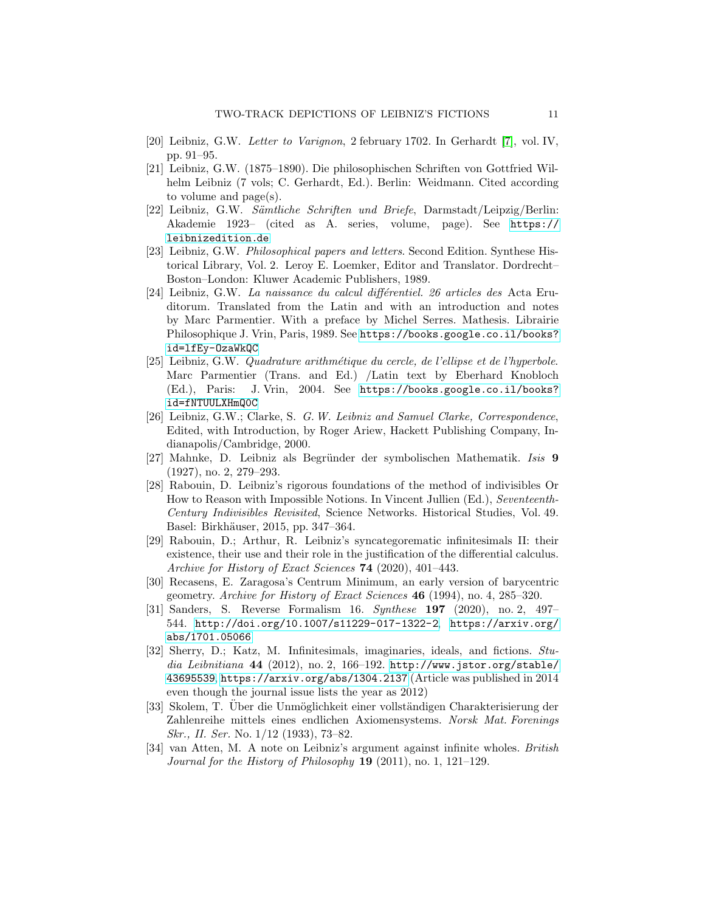[20] Leibniz, G.W. *Letter to Varignon*, 2 february 1702. In Gerhardt [7], vol. IV, pp. 91–95.

[21] Leibniz, G.W. (1875–1890). Die philosophischen Schriften von Gottfried Wilhelm Leibniz (7 vols; C. Gerhardt, Ed.). Berlin: Weidmann. Cited according to volume and page(s).

[22] Leibniz, G.W. *Sämtliche Schriften und Briefe*, Darmstadt/Leipzig/Berlin: Akademie 1923– (cited as A. series, volume, page). See https://leibnizedition.de

[23] Leibniz, G.W. *Philosophical papers and letters*. Second Edition. Synthese Historical Library, Vol. 2. Leroy E. Loemker, Editor and Translator. Dordrecht–Boston–London: Kluwer Academic Publishers, 1989.

[24] Leibniz, G.W. *La naissance du calcul différentiel. 26 articles des* Acta Eruditorum. Translated from the Latin and with an introduction and notes by Marc Parmentier. With a preface by Michel Serres. Mathesis. Librairie Philosophique J. Vrin, Paris, 1989. See https://books.google.co.il/books?id=lfEy-OzaWkQC

[25] Leibniz, G.W. *Quadrature arithmétique du cercle, de l'ellipse et de l'hyperbole*. Marc Parmentier (Trans. and Ed.) /Latin text by Eberhard Knobloch (Ed.), Paris: J. Vrin, 2004. See https://books.google.co.il/books?id=fNTUULXHmQ0C

[26] Leibniz, G.W.; Clarke, S. *G. W. Leibniz and Samuel Clarke, Correspondence*, Edited, with Introduction, by Roger Ariew, Hackett Publishing Company, Indianapolis/Cambridge, 2000.

[27] Mahnke, D. Leibniz als Begründer der symbolischen Mathematik. *Isis* **9** (1927), no. 2, 279–293.

[28] Rabouin, D. Leibniz's rigorous foundations of the method of indivisibles Or How to Reason with Impossible Notions. In Vincent Jullien (Ed.), *Seventeenth-Century Indivisibles Revisited*, Science Networks. Historical Studies, Vol. 49. Basel: Birkhäuser, 2015, pp. 347–364.

[29] Rabouin, D.; Arthur, R. Leibniz's syncategorematic infinitesimals II: their existence, their use and their role in the justification of the differential calculus. *Archive for History of Exact Sciences* **74** (2020), 401–443.

[30] Recasens, E. Zaragosa's Centrum Minimum, an early version of barycentric geometry. *Archive for History of Exact Sciences* **46** (1994), no. 4, 285–320.

[31] Sanders, S. Reverse Formalism 16. *Synthese* **197** (2020), no. 2, 497–544. http://doi.org/10.1007/s11229-017-1322-2, https://arxiv.org/abs/1701.05066

[32] Sherry, D.; Katz, M. Infinitesimals, imaginaries, ideals, and fictions. *Studia Leibnitiana* **44** (2012), no. 2, 166–192. http://www.jstor.org/stable/43695539, https://arxiv.org/abs/1304.2137 (Article was published in 2014 even though the journal issue lists the year as 2012)

[33] Skolem, T. Über die Unmöglichkeit einer vollständigen Charakterisierung der Zahlenreihe mittels eines endlichen Axiomensystems. *Norsk Mat. Forenings Skr., II. Ser.* No. 1/12 (1933), 73–82.

[34] van Atten, M. A note on Leibniz's argument against infinite wholes. *British Journal for the History of Philosophy* **19** (2011), no. 1, 121–129.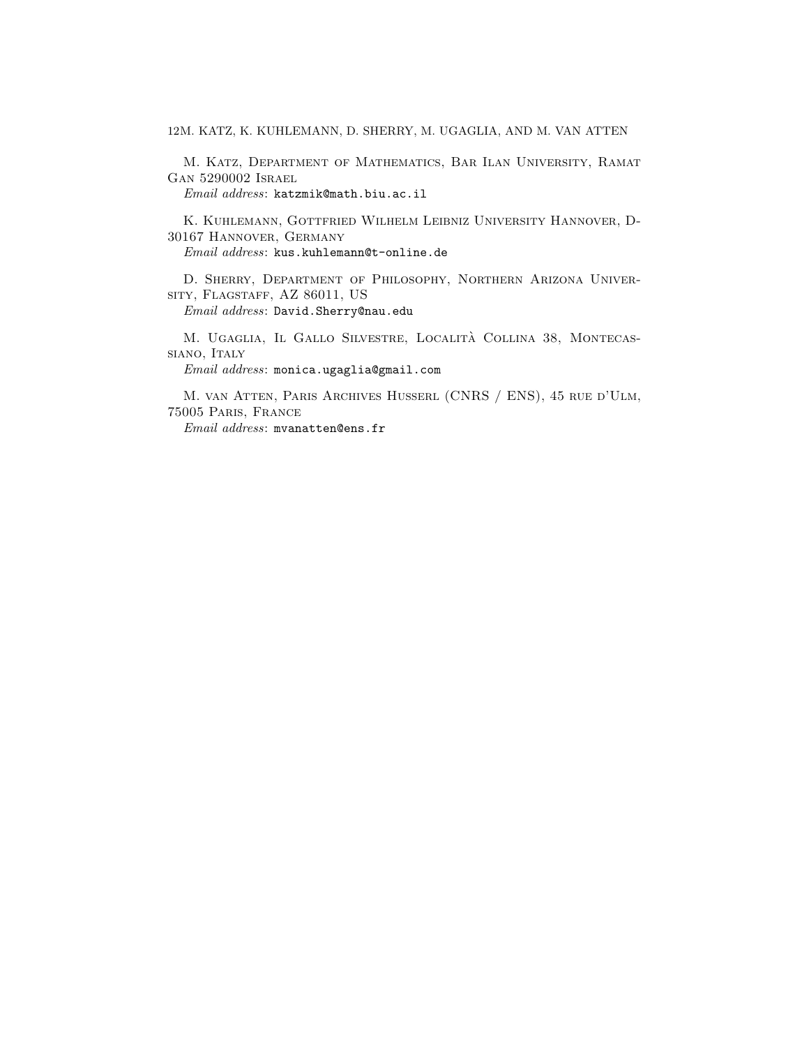M. Katz, Department of Mathematics, Bar Ilan University, Ramat Gan 5290002 Israel

*Email address*: katzmik@math.biu.ac.il

K. Kuhlemann, Gottfried Wilhelm Leibniz University Hannover, D-30167 Hannover, Germany

*Email address*: kus.kuhlemann@t-online.de

D. Sherry, Department of Philosophy, Northern Arizona University, Flagstaff, AZ 86011, US

*Email address*: David.Sherry@nau.edu

M. Ugaglia, Il Gallo Silvestre, Località Collina 38, Montecassiano, Italy

*Email address*: monica.ugaglia@gmail.com

M. van Atten, Paris Archives Husserl (CNRS / ENS), 45 rue d'Ulm, 75005 Paris, France

*Email address*: mvanatten@ens.fr